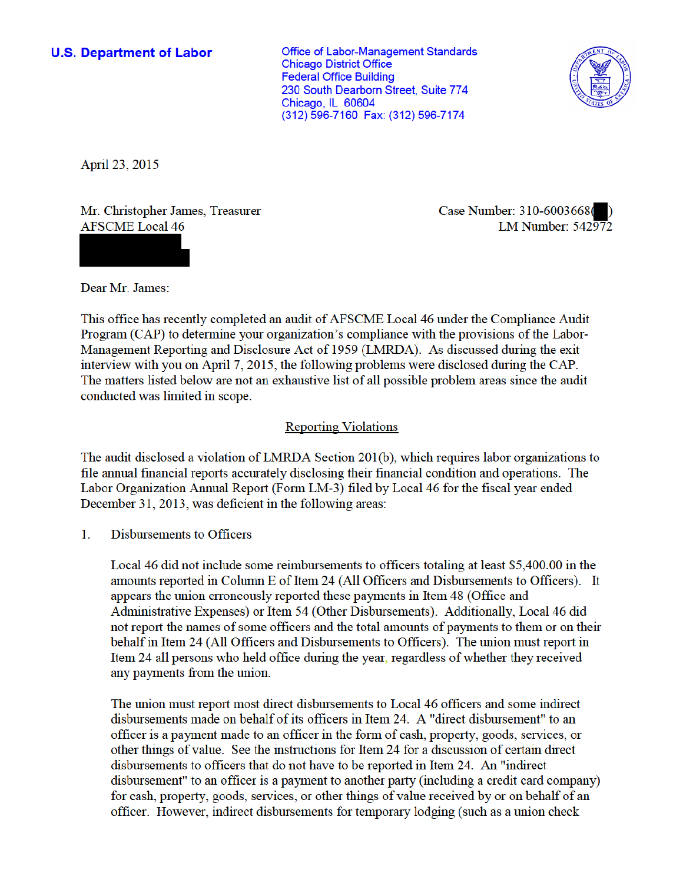**U.S. Department of Labor**

Office of Labor-Management Standards
Chicago District Office
Federal Office Building
230 South Dearborn Street, Suite 774
Chicago, IL 60604
(312) 596-7160 Fax: (312) 596-7174

April 23, 2015

Mr. Christopher James, Treasurer
AFSCME Local 46

Case Number: 310-6003668( )
LM Number: 542972

Dear Mr. James:

This office has recently completed an audit of AFSCME Local 46 under the Compliance Audit Program (CAP) to determine your organization's compliance with the provisions of the Labor-Management Reporting and Disclosure Act of 1959 (LMRDA). As discussed during the exit interview with you on April 7, 2015, the following problems were disclosed during the CAP. The matters listed below are not an exhaustive list of all possible problem areas since the audit conducted was limited in scope.

## Reporting Violations

The audit disclosed a violation of LMRDA Section 201(b), which requires labor organizations to file annual financial reports accurately disclosing their financial condition and operations. The Labor Organization Annual Report (Form LM-3) filed by Local 46 for the fiscal year ended December 31, 2013, was deficient in the following areas:

1. Disbursements to Officers

   Local 46 did not include some reimbursements to officers totaling at least $5,400.00 in the amounts reported in Column E of Item 24 (All Officers and Disbursements to Officers). It appears the union erroneously reported these payments in Item 48 (Office and Administrative Expenses) or Item 54 (Other Disbursements). Additionally, Local 46 did not report the names of some officers and the total amounts of payments to them or on their behalf in Item 24 (All Officers and Disbursements to Officers). The union must report in Item 24 all persons who held office during the year, regardless of whether they received any payments from the union.

   The union must report most direct disbursements to Local 46 officers and some indirect disbursements made on behalf of its officers in Item 24. A "direct disbursement" to an officer is a payment made to an officer in the form of cash, property, goods, services, or other things of value. See the instructions for Item 24 for a discussion of certain direct disbursements to officers that do not have to be reported in Item 24. An "indirect disbursement" to an officer is a payment to another party (including a credit card company) for cash, property, goods, services, or other things of value received by or on behalf of an officer. However, indirect disbursements for temporary lodging (such as a union check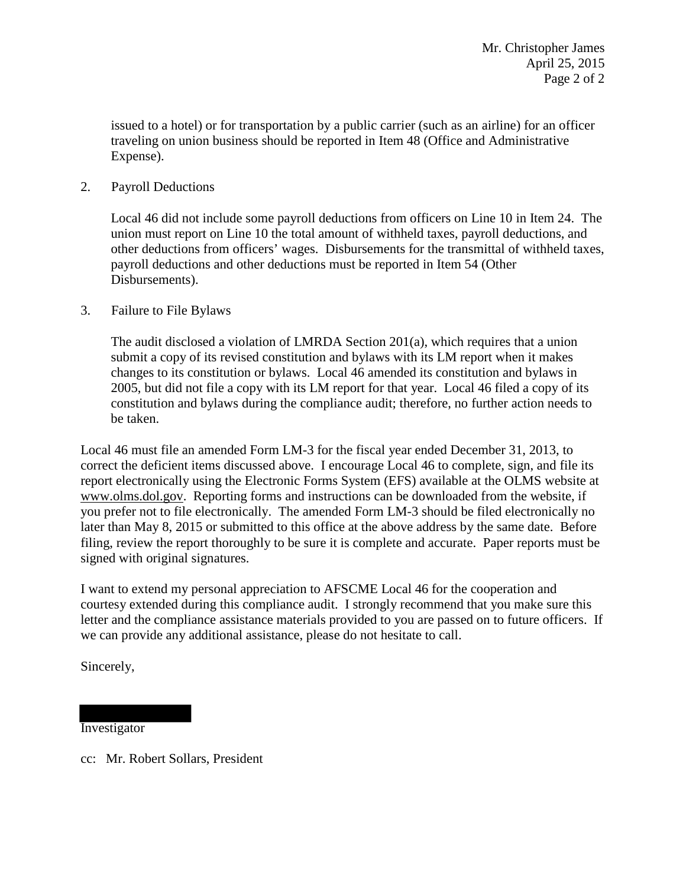issued to a hotel) or for transportation by a public carrier (such as an airline) for an officer traveling on union business should be reported in Item 48 (Office and Administrative Expense).

2. Payroll Deductions

   Local 46 did not include some payroll deductions from officers on Line 10 in Item 24. The union must report on Line 10 the total amount of withheld taxes, payroll deductions, and other deductions from officers' wages. Disbursements for the transmittal of withheld taxes, payroll deductions and other deductions must be reported in Item 54 (Other Disbursements).

3. Failure to File Bylaws

   The audit disclosed a violation of LMRDA Section 201(a), which requires that a union submit a copy of its revised constitution and bylaws with its LM report when it makes changes to its constitution or bylaws. Local 46 amended its constitution and bylaws in 2005, but did not file a copy with its LM report for that year. Local 46 filed a copy of its constitution and bylaws during the compliance audit; therefore, no further action needs to be taken.

Local 46 must file an amended Form LM-3 for the fiscal year ended December 31, 2013, to correct the deficient items discussed above. I encourage Local 46 to complete, sign, and file its report electronically using the Electronic Forms System (EFS) available at the OLMS website at www.olms.dol.gov. Reporting forms and instructions can be downloaded from the website, if you prefer not to file electronically. The amended Form LM-3 should be filed electronically no later than May 8, 2015 or submitted to this office at the above address by the same date. Before filing, review the report thoroughly to be sure it is complete and accurate. Paper reports must be signed with original signatures.

I want to extend my personal appreciation to AFSCME Local 46 for the cooperation and courtesy extended during this compliance audit. I strongly recommend that you make sure this letter and the compliance assistance materials provided to you are passed on to future officers. If we can provide any additional assistance, please do not hesitate to call.

Sincerely,

Investigator

cc: Mr. Robert Sollars, President